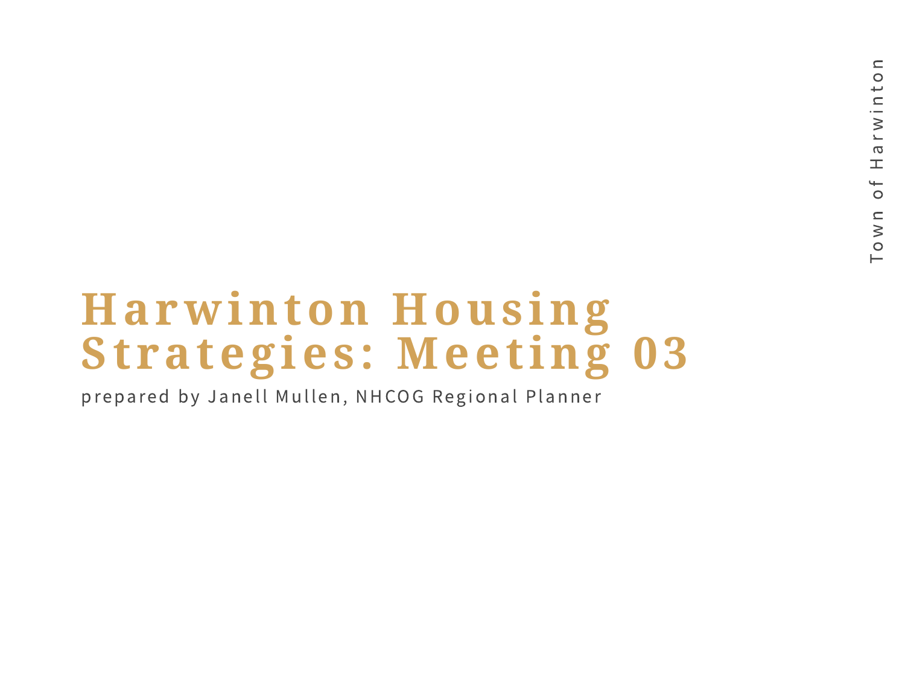Town of Harwinton

# Harwinton Housing Strategies: Meeting 03

prepared by Janell Mullen, NHCOG Regional Planner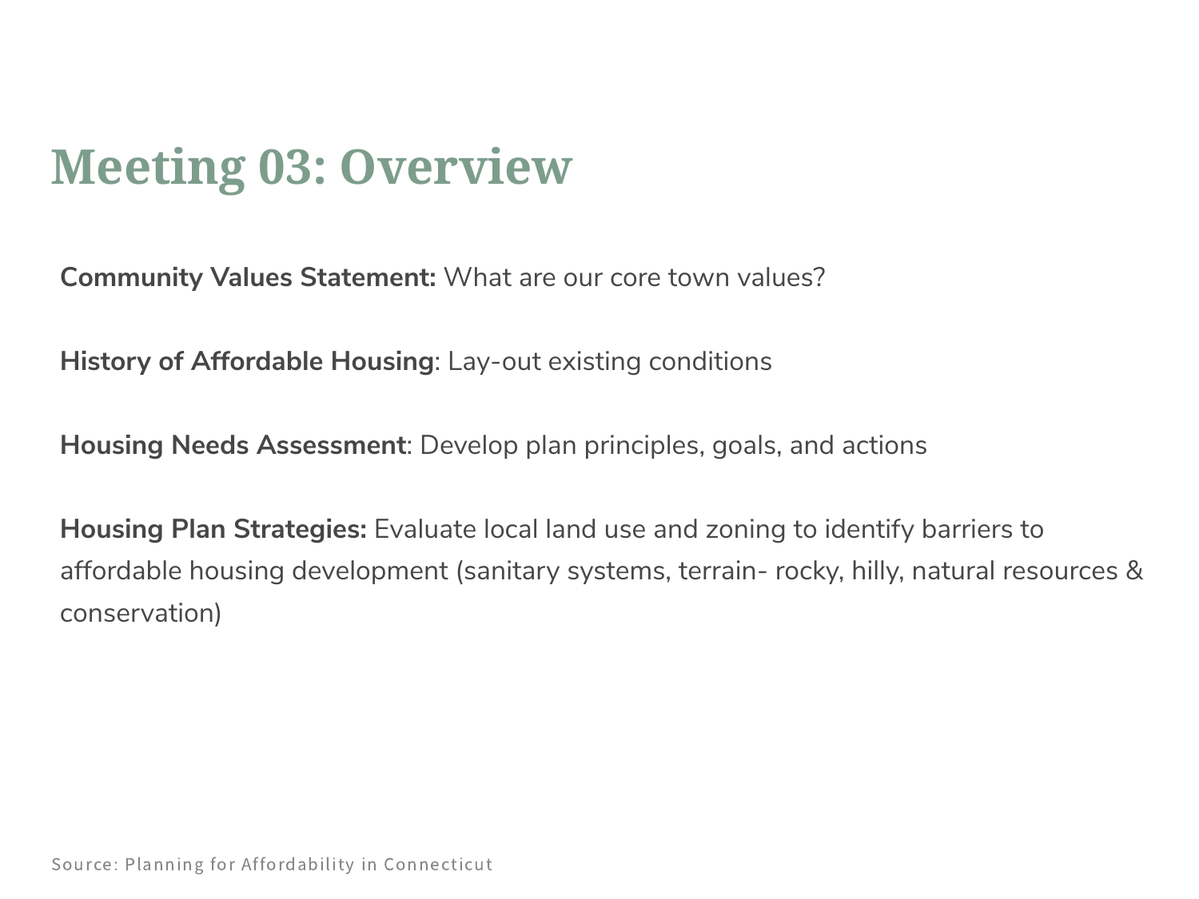# Meeting 03: Overview

**Community Values Statement:** What are our core town values?

**History of Affordable Housing**: Lay-out existing conditions

**Housing Needs Assessment**: Develop plan principles, goals, and actions

**Housing Plan Strategies:** Evaluate local land use and zoning to identify barriers to affordable housing development (sanitary systems, terrain- rocky, hilly, natural resources & conservation)

Source: Planning for Affordability in Connecticut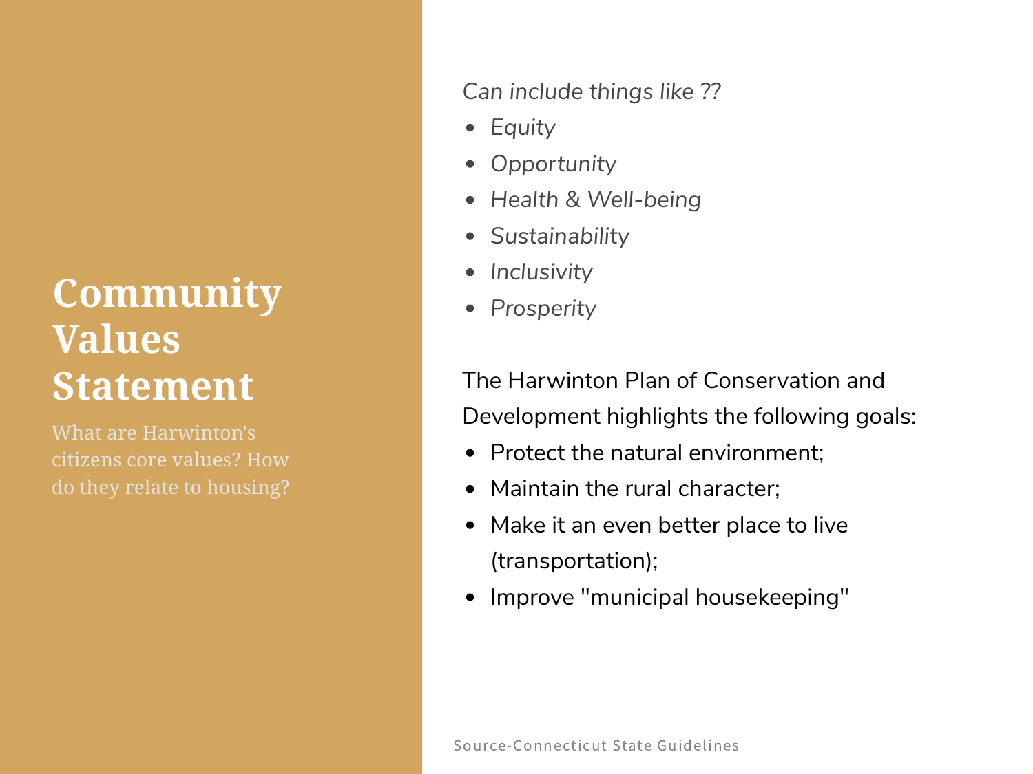# Community Values Statement

What are Harwinton's citizens core values? How do they relate to housing?

*Can include things like ??*

- *Equity*
- *Opportunity*
- *Health & Well-being*
- *Sustainability*
- *Inclusivity*
- *Prosperity*

The Harwinton Plan of Conservation and Development highlights the following goals:

- Protect the natural environment;
- Maintain the rural character;
- Make it an even better place to live (transportation);
- Improve "municipal housekeeping"

Source-Connecticut State Guidelines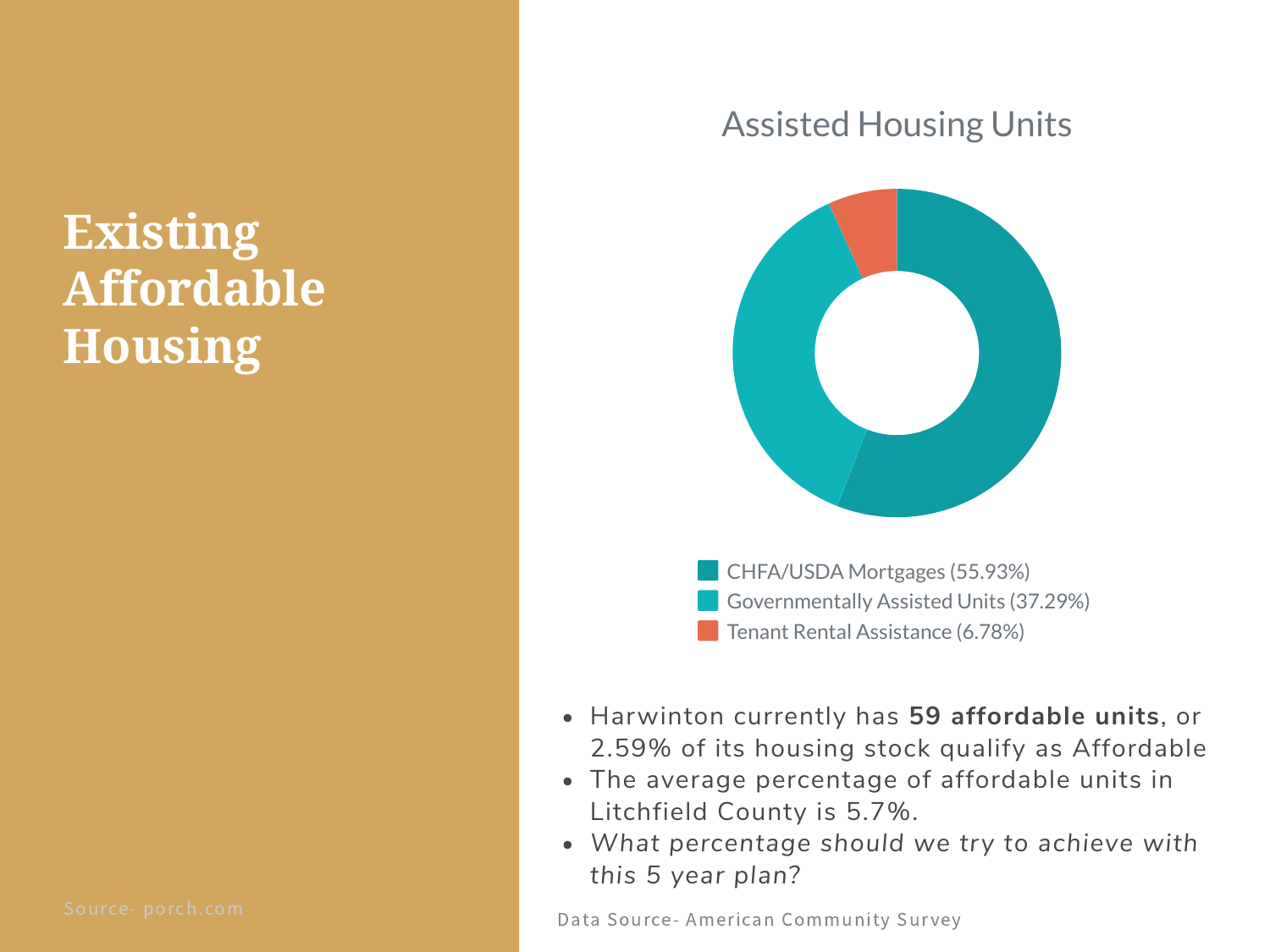# Existing Affordable Housing

Source- porch.com

## Assisted Housing Units

- CHFA/USDA Mortgages (55.93%)
- Governmentally Assisted Units (37.29%)
- Tenant Rental Assistance (6.78%)

- Harwinton currently has **59 affordable units**, or 2.59% of its housing stock qualify as Affordable
- The average percentage of affordable units in Litchfield County is 5.7%.
- *What percentage should we try to achieve with this 5 year plan?*

Data Source- American Community Survey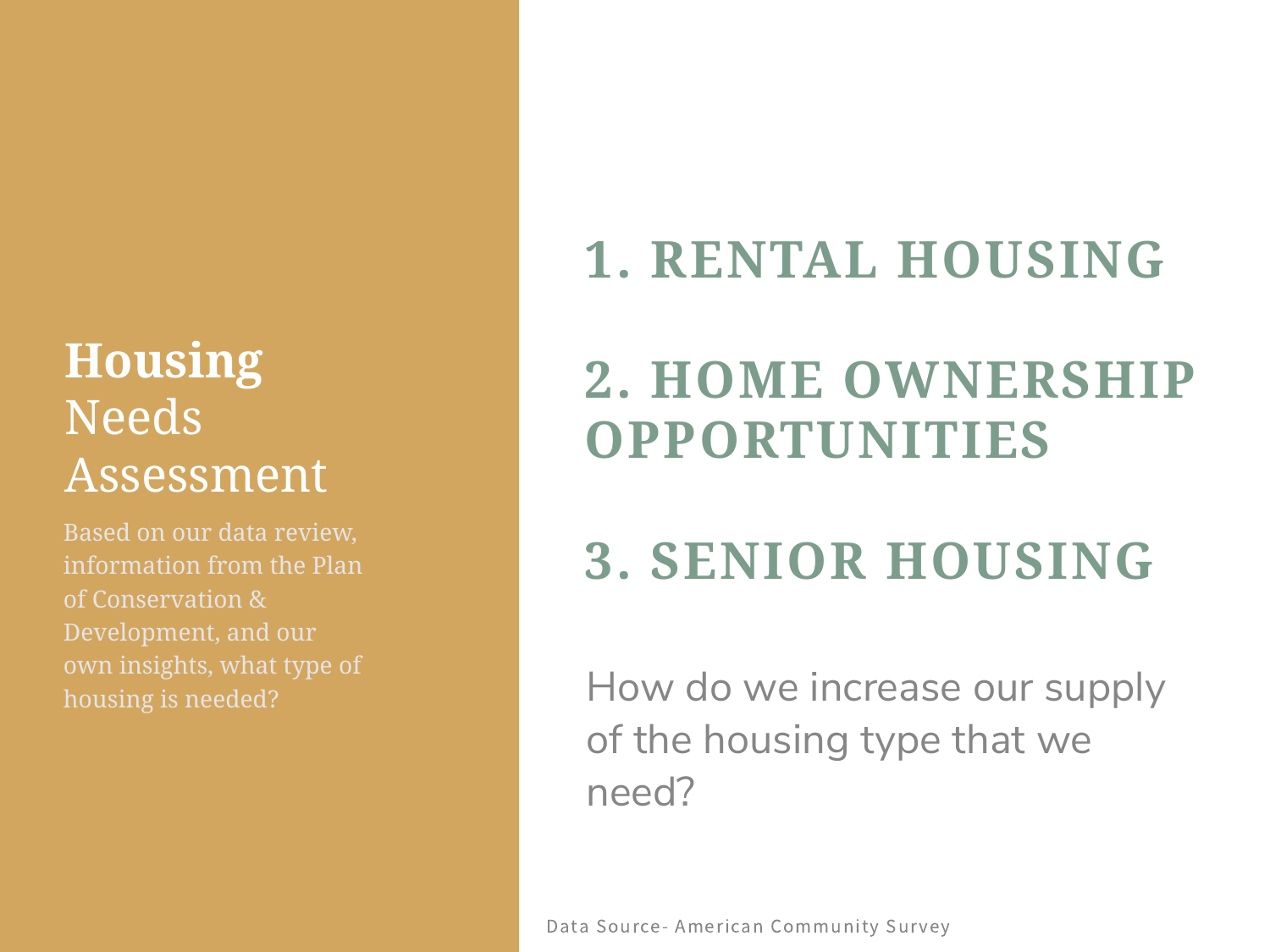# **Housing** Needs Assessment

Based on our data review, information from the Plan of Conservation & Development, and our own insights, what type of housing is needed?

## 1. RENTAL HOUSING

## 2. HOME OWNERSHIP OPPORTUNITIES

## 3. SENIOR HOUSING

How do we increase our supply of the housing type that we need?

Data Source- American Community Survey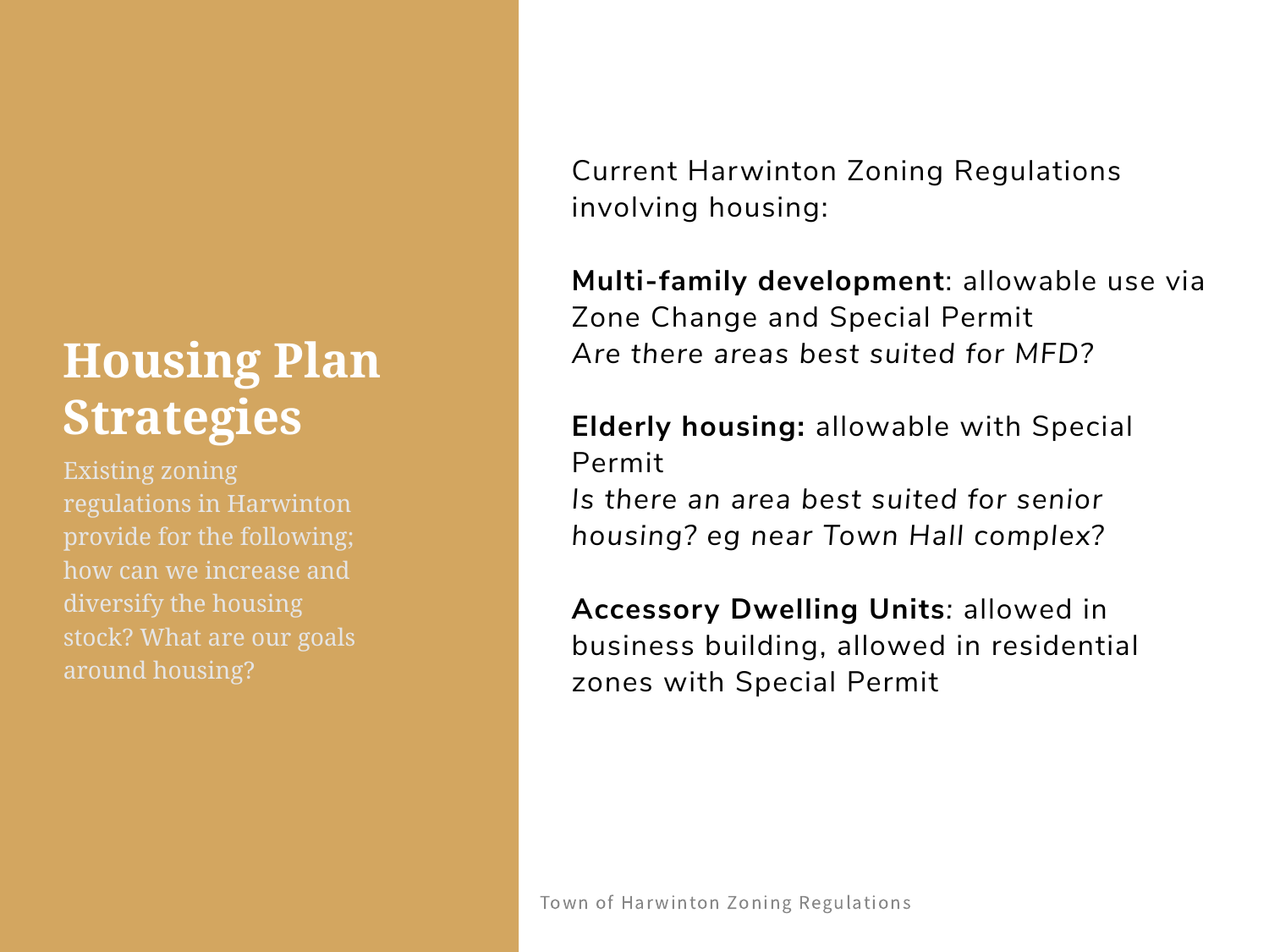# Housing Plan Strategies

Existing zoning regulations in Harwinton provide for the following; how can we increase and diversify the housing stock? What are our goals around housing?

Current Harwinton Zoning Regulations involving housing:

**Multi-family development**: allowable use via Zone Change and Special Permit
*Are there areas best suited for MFD?*

**Elderly housing:** allowable with Special Permit
*Is there an area best suited for senior housing? eg near Town Hall complex?*

**Accessory Dwelling Units**: allowed in business building, allowed in residential zones with Special Permit

Town of Harwinton Zoning Regulations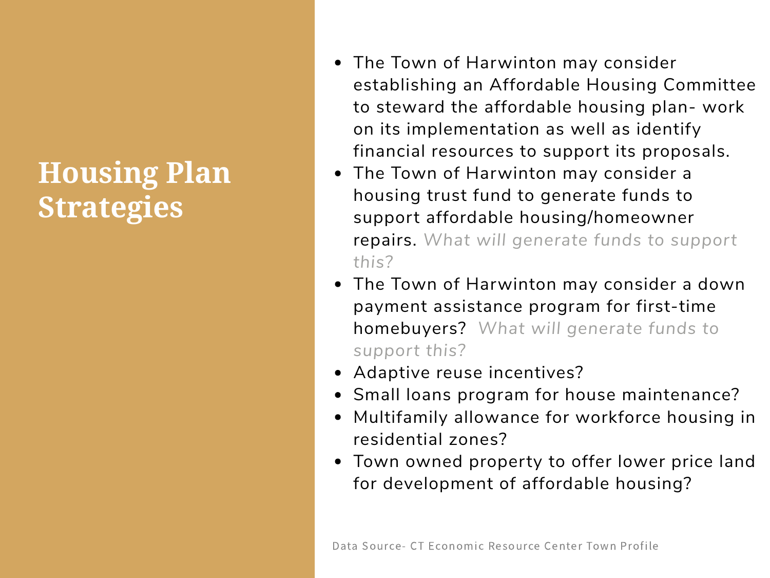# Housing Plan Strategies

- The Town of Harwinton may consider establishing an Affordable Housing Committee to steward the affordable housing plan- work on its implementation as well as identify financial resources to support its proposals.
- The Town of Harwinton may consider a housing trust fund to generate funds to support affordable housing/homeowner repairs. *What will generate funds to support this?*
- The Town of Harwinton may consider a down payment assistance program for first-time homebuyers? *What will generate funds to support this?*
- Adaptive reuse incentives?
- Small loans program for house maintenance?
- Multifamily allowance for workforce housing in residential zones?
- Town owned property to offer lower price land for development of affordable housing?

Data Source- CT Economic Resource Center Town Profile